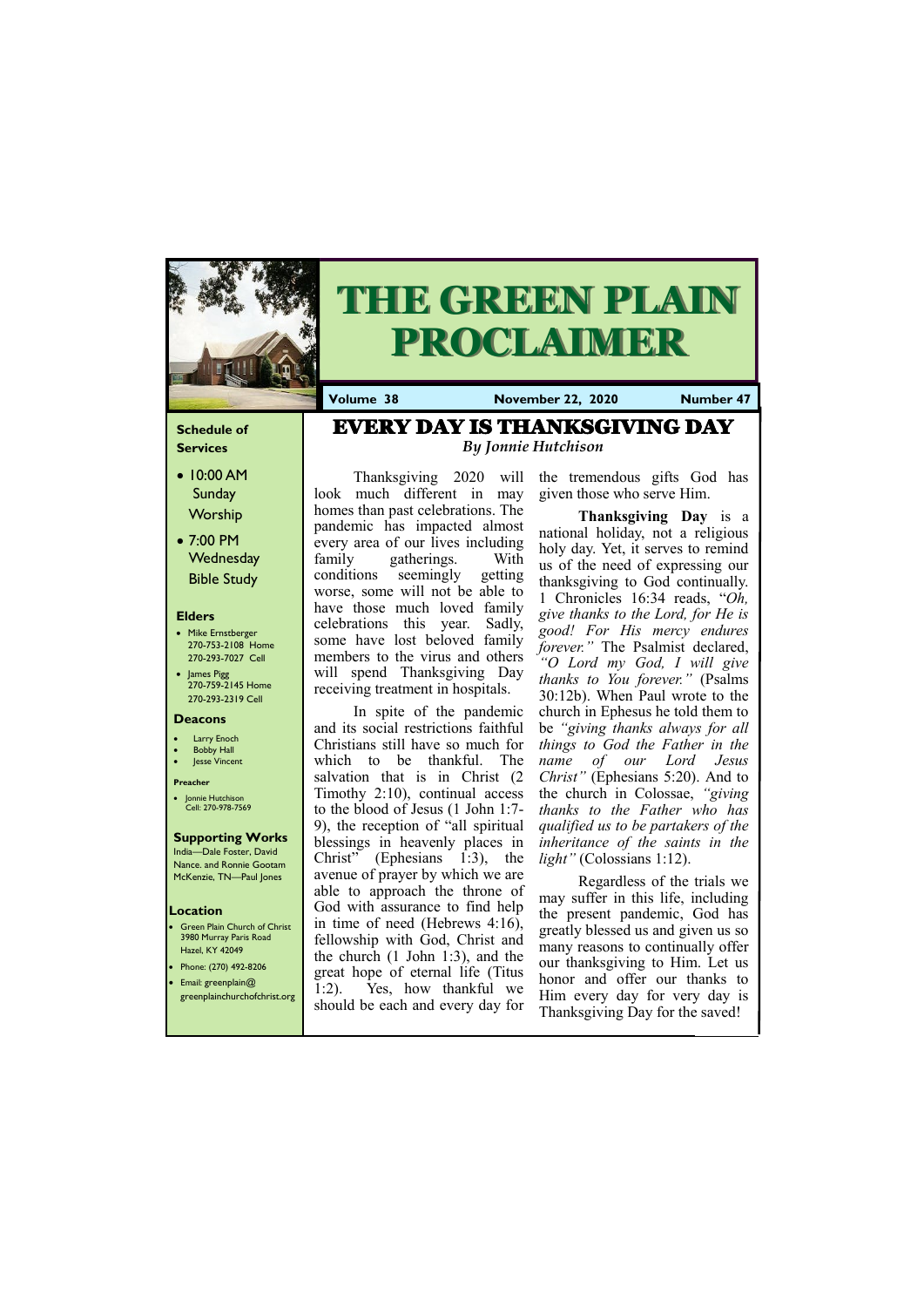# THE GREEN PLAIN PROCLAIMER

**Volume 38** | **November 22, 2020** | **Number 47**

## Schedule of Services

- 10:00 AM Sunday Worship
- 7:00 PM Wednesday Bible Study

### Elders

- Mike Ernstberger 270-753-2108 Home 270-293-7027 Cell
- James Pigg 270-759-2145 Home 270-293-2319 Cell

### Deacons

- Larry Enoch
- Bobby Hall
- Jesse Vincent

### Preacher

- Jonnie Hutchison Cell: 270-978-7569

### Supporting Works

India—Dale Foster, David Nance. and Ronnie Gootam
McKenzie, TN—Paul Jones

### Location

- Green Plain Church of Christ 3980 Murray Paris Road Hazel, KY 42049
- Phone: (270) 492-8206
- Email: greenplain@greenplainchurchofchrist.org

# EVERY DAY IS THANKSGIVING DAY

*By Jonnie Hutchison*

Thanksgiving 2020 will look much different in may homes than past celebrations. The pandemic has impacted almost every area of our lives including family gatherings. With conditions seemingly getting worse, some will not be able to have those much loved family celebrations this year. Sadly, some have lost beloved family members to the virus and others will spend Thanksgiving Day receiving treatment in hospitals.

In spite of the pandemic and its social restrictions faithful Christians still have so much for which to be thankful. The salvation that is in Christ (2 Timothy 2:10), continual access to the blood of Jesus (1 John 1:7-9), the reception of "all spiritual blessings in heavenly places in Christ" (Ephesians 1:3), the avenue of prayer by which we are able to approach the throne of God with assurance to find help in time of need (Hebrews 4:16), fellowship with God, Christ and the church (1 John 1:3), and the great hope of eternal life (Titus 1:2). Yes, how thankful we should be each and every day for the tremendous gifts God has given those who serve Him.

**Thanksgiving Day** is a national holiday, not a religious holy day. Yet, it serves to remind us of the need of expressing our thanksgiving to God continually. 1 Chronicles 16:34 reads, "*Oh, give thanks to the Lord, for He is good! For His mercy endures forever.*" The Psalmist declared, *"O Lord my God, I will give thanks to You forever."* (Psalms 30:12b). When Paul wrote to the church in Ephesus he told them to be *"giving thanks always for all things to God the Father in the name of our Lord Jesus Christ"* (Ephesians 5:20). And to the church in Colossae, *"giving thanks to the Father who has qualified us to be partakers of the inheritance of the saints in the light"* (Colossians 1:12).

Regardless of the trials we may suffer in this life, including the present pandemic, God has greatly blessed us and given us so many reasons to continually offer our thanksgiving to Him. Let us honor and offer our thanks to Him every day for very day is Thanksgiving Day for the saved!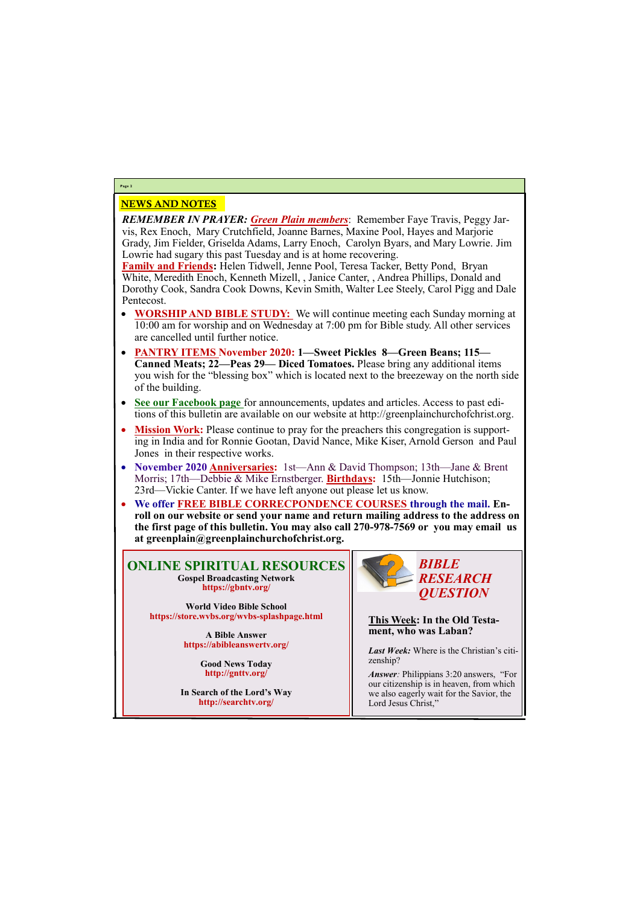## NEWS AND NOTES

***REMEMBER IN PRAYER:*** ***Green Plain members***: Remember Faye Travis, Peggy Jarvis, Rex Enoch, Mary Crutchfield, Joanne Barnes, Maxine Pool, Hayes and Marjorie Grady, Jim Fielder, Griselda Adams, Larry Enoch, Carolyn Byars, and Mary Lowrie. Jim Lowrie had sugary this past Tuesday and is at home recovering.

**Family and Friends:** Helen Tidwell, Jenne Pool, Teresa Tacker, Betty Pond, Bryan White, Meredith Enoch, Kenneth Mizell, , Janice Canter, , Andrea Phillips, Donald and Dorothy Cook, Sandra Cook Downs, Kevin Smith, Walter Lee Steely, Carol Pigg and Dale Pentecost.

- **WORSHIP AND BIBLE STUDY:** We will continue meeting each Sunday morning at 10:00 am for worship and on Wednesday at 7:00 pm for Bible study. All other services are cancelled until further notice.
- **PANTRY ITEMS November 2020: 1—Sweet Pickles 8—Green Beans; 115—Canned Meats; 22—Peas 29— Diced Tomatoes.** Please bring any additional items you wish for the "blessing box" which is located next to the breezeway on the north side of the building.
- **See our Facebook page** for announcements, updates and articles. Access to past editions of this bulletin are available on our website at http://greenplainchurchofchrist.org.
- **Mission Work:** Please continue to pray for the preachers this congregation is supporting in India and for Ronnie Gootan, David Nance, Mike Kiser, Arnold Gerson and Paul Jones in their respective works.
- **November 2020 Anniversaries:** 1st—Ann & David Thompson; 13th—Jane & Brent Morris; 17th—Debbie & Mike Ernstberger. **Birthdays:** 15th—Jonnie Hutchison; 23rd—Vickie Canter. If we have left anyone out please let us know.
- **We offer FREE BIBLE CORRECPONDENCE COURSES through the mail. Enroll on our website or send your name and return mailing address to the address on the first page of this bulletin. You may also call 270-978-7569 or you may email us at greenplain@greenplainchurchofchrist.org.**

## ONLINE SPIRITUAL RESOURCES

**Gospel Broadcasting Network**
**https://gbntv.org/**

**World Video Bible School**
**https://store.wvbs.org/wvbs-splashpage.html**

**A Bible Answer**
**https://abibleanswertv.org/**

**Good News Today**
**http://gnttv.org/**

**In Search of the Lord's Way**
**http://searchtv.org/**

## *BIBLE RESEARCH QUESTION*

**This Week: In the Old Testament, who was Laban?**

***Last Week:*** Where is the Christian's citizenship?

***Answer:*** Philippians 3:20 answers, "For our citizenship is in heaven, from which we also eagerly wait for the Savior, the Lord Jesus Christ,"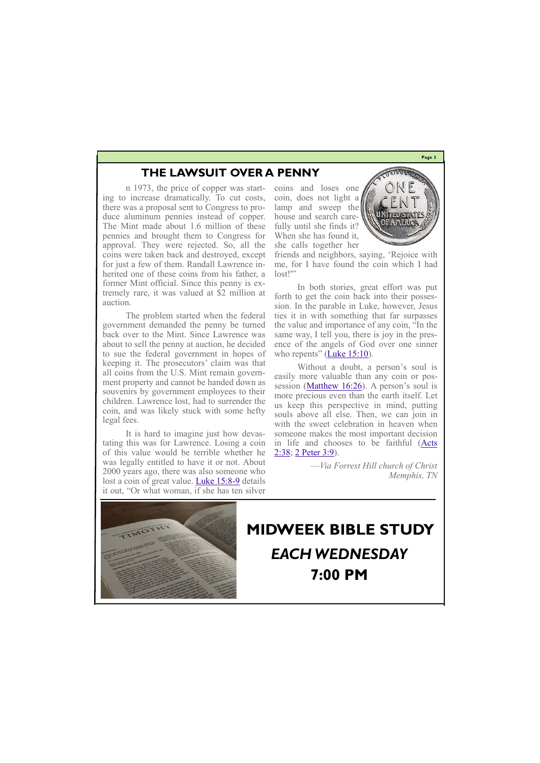## THE LAWSUIT OVER A PENNY

n 1973, the price of copper was starting to increase dramatically. To cut costs, there was a proposal sent to Congress to produce aluminum pennies instead of copper. The Mint made about 1.6 million of these pennies and brought them to Congress for approval. They were rejected. So, all the coins were taken back and destroyed, except for just a few of them. Randall Lawrence inherited one of these coins from his father, a former Mint official. Since this penny is extremely rare, it was valued at $2 million at auction.

The problem started when the federal government demanded the penny be turned back over to the Mint. Since Lawrence was about to sell the penny at auction, he decided to sue the federal government in hopes of keeping it. The prosecutors' claim was that all coins from the U.S. Mint remain government property and cannot be handed down as souvenirs by government employees to their children. Lawrence lost, had to surrender the coin, and was likely stuck with some hefty legal fees.

It is hard to imagine just how devastating this was for Lawrence. Losing a coin of this value would be terrible whether he was legally entitled to have it or not. About 2000 years ago, there was also someone who lost a coin of great value. Luke 15:8-9 details it out, "Or what woman, if she has ten silver coins and loses one coin, does not light a lamp and sweep the house and search carefully until she finds it? When she has found it, she calls together her friends and neighbors, saying, 'Rejoice with me, for I have found the coin which I had lost!'"

In both stories, great effort was put forth to get the coin back into their possession. In the parable in Luke, however, Jesus ties it in with something that far surpasses the value and importance of any coin, "In the same way, I tell you, there is joy in the presence of the angels of God over one sinner who repents" (Luke 15:10).

Without a doubt, a person's soul is easily more valuable than any coin or possession (Matthew 16:26). A person's soul is more precious even than the earth itself. Let us keep this perspective in mind, putting souls above all else. Then, we can join in with the sweet celebration in heaven when someone makes the most important decision in life and chooses to be faithful (Acts 2:38; 2 Peter 3:9).

*—Via Forrest Hill church of Christ*
*Memphis, TN*

# MIDWEEK BIBLE STUDY

## *EACH WEDNESDAY*

## 7:00 PM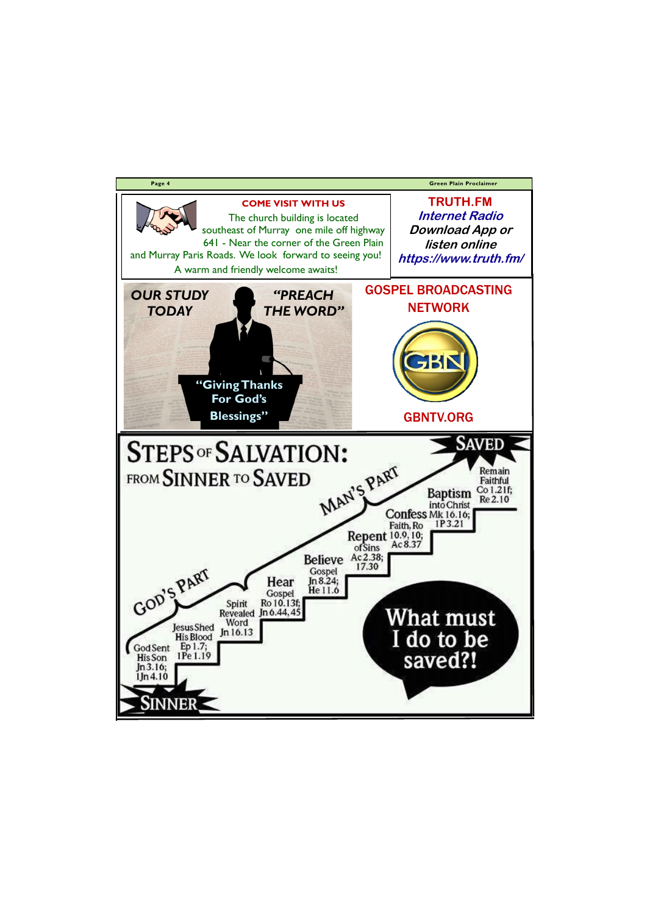## COME VISIT WITH US

The church building is located southeast of Murray one mile off highway 641 - Near the corner of the Green Plain and Murray Paris Roads. We look forward to seeing you! A warm and friendly welcome awaits!

## TRUTH.FM

*Internet Radio*

*Download App or listen online*

*https://www.truth.fm/*

## OUR STUDY TODAY

## "PREACH THE WORD"

**"Giving Thanks For God's Blessings"**

## GOSPEL BROADCASTING NETWORK

GBN

GBNTV.ORG

## STEPS OF SALVATION: FROM SINNER TO SAVED

SINNER

GOD'S PART

God Sent His Son Jn 3.16; 1Jn 4.10

Jesus Shed His Blood Ep 1.7; 1Pe 1.19

Spirit Revealed Word Jn 16.13

MAN'S PART

Hear Gospel Ro 10.13f; Jn 6.44,45

Believe Gospel Jn 8.24; He 11.6

Repent of Sins Ac 2.38; 17.30

Confess Faith, Ro 10.9,10; Ac 8.37

Baptism into Christ Mk 16.16; 1P 3.21

Remain Faithful Co 1.21f; Re 2.10

SAVED

What must I do to be saved?!